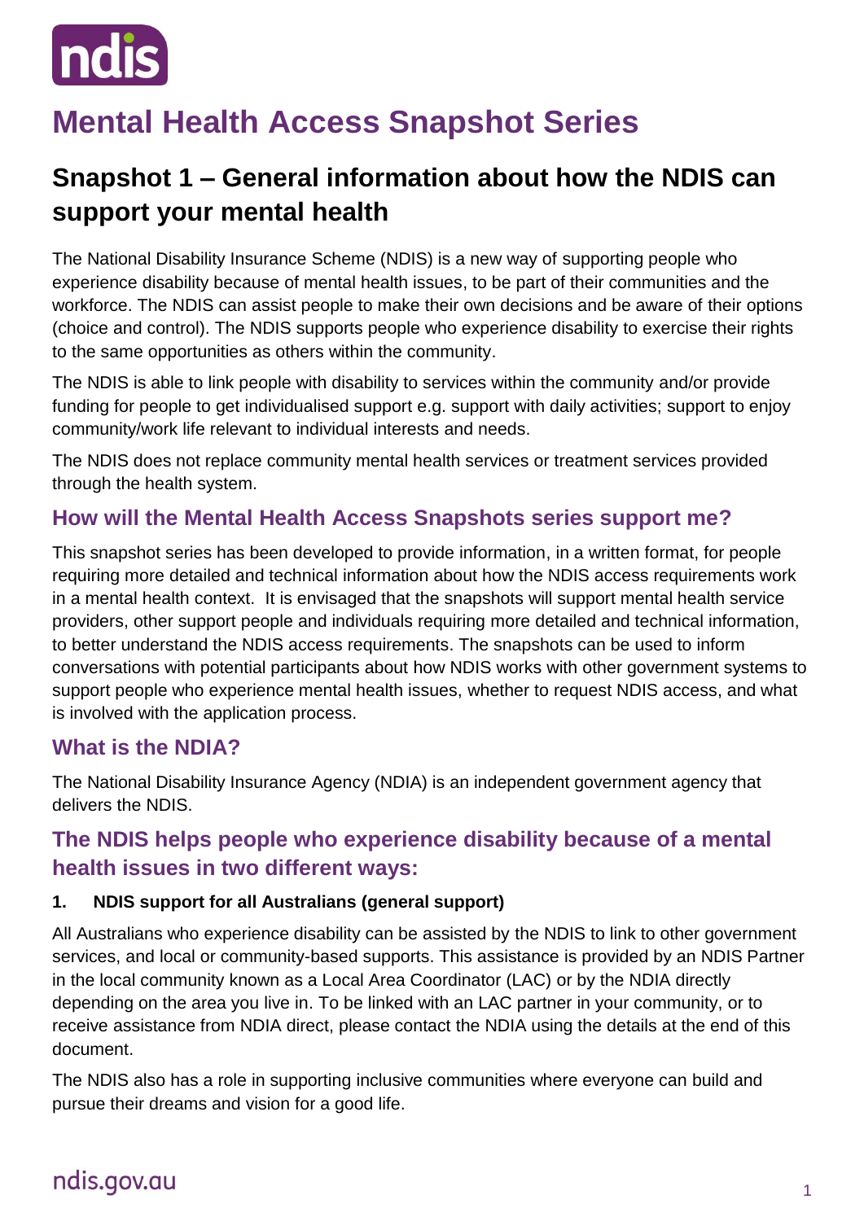# Mental Health Access Snapshot Series

## Snapshot 1 – General information about how the NDIS can support your mental health

The National Disability Insurance Scheme (NDIS) is a new way of supporting people who experience disability because of mental health issues, to be part of their communities and the workforce. The NDIS can assist people to make their own decisions and be aware of their options (choice and control). The NDIS supports people who experience disability to exercise their rights to the same opportunities as others within the community.

The NDIS is able to link people with disability to services within the community and/or provide funding for people to get individualised support e.g. support with daily activities; support to enjoy community/work life relevant to individual interests and needs.

The NDIS does not replace community mental health services or treatment services provided through the health system.

### How will the Mental Health Access Snapshots series support me?

This snapshot series has been developed to provide information, in a written format, for people requiring more detailed and technical information about how the NDIS access requirements work in a mental health context. It is envisaged that the snapshots will support mental health service providers, other support people and individuals requiring more detailed and technical information, to better understand the NDIS access requirements. The snapshots can be used to inform conversations with potential participants about how NDIS works with other government systems to support people who experience mental health issues, whether to request NDIS access, and what is involved with the application process.

### What is the NDIA?

The National Disability Insurance Agency (NDIA) is an independent government agency that delivers the NDIS.

### The NDIS helps people who experience disability because of a mental health issues in two different ways:

**1. NDIS support for all Australians (general support)**

All Australians who experience disability can be assisted by the NDIS to link to other government services, and local or community-based supports. This assistance is provided by an NDIS Partner in the local community known as a Local Area Coordinator (LAC) or by the NDIA directly depending on the area you live in. To be linked with an LAC partner in your community, or to receive assistance from NDIA direct, please contact the NDIA using the details at the end of this document.

The NDIS also has a role in supporting inclusive communities where everyone can build and pursue their dreams and vision for a good life.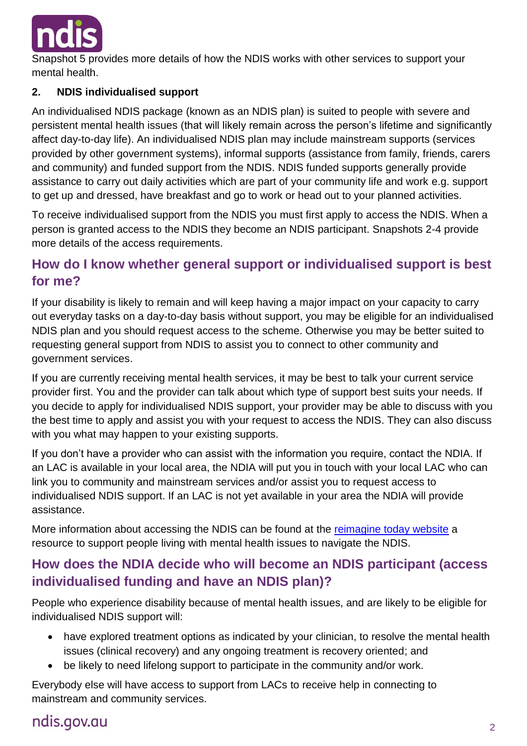Snapshot 5 provides more details of how the NDIS works with other services to support your mental health.

### 2. NDIS individualised support

An individualised NDIS package (known as an NDIS plan) is suited to people with severe and persistent mental health issues (that will likely remain across the person's lifetime and significantly affect day-to-day life). An individualised NDIS plan may include mainstream supports (services provided by other government systems), informal supports (assistance from family, friends, carers and community) and funded support from the NDIS. NDIS funded supports generally provide assistance to carry out daily activities which are part of your community life and work e.g. support to get up and dressed, have breakfast and go to work or head out to your planned activities.

To receive individualised support from the NDIS you must first apply to access the NDIS. When a person is granted access to the NDIS they become an NDIS participant. Snapshots 2-4 provide more details of the access requirements.

## How do I know whether general support or individualised support is best for me?

If your disability is likely to remain and will keep having a major impact on your capacity to carry out everyday tasks on a day-to-day basis without support, you may be eligible for an individualised NDIS plan and you should request access to the scheme. Otherwise you may be better suited to requesting general support from NDIS to assist you to connect to other community and government services.

If you are currently receiving mental health services, it may be best to talk your current service provider first. You and the provider can talk about which type of support best suits your needs. If you decide to apply for individualised NDIS support, your provider may be able to discuss with you the best time to apply and assist you with your request to access the NDIS. They can also discuss with you what may happen to your existing supports.

If you don't have a provider who can assist with the information you require, contact the NDIA. If an LAC is available in your local area, the NDIA will put you in touch with your local LAC who can link you to community and mainstream services and/or assist you to request access to individualised NDIS support. If an LAC is not yet available in your area the NDIA will provide assistance.

More information about accessing the NDIS can be found at the reimagine today website a resource to support people living with mental health issues to navigate the NDIS.

## How does the NDIA decide who will become an NDIS participant (access individualised funding and have an NDIS plan)?

People who experience disability because of mental health issues, and are likely to be eligible for individualised NDIS support will:

- have explored treatment options as indicated by your clinician, to resolve the mental health issues (clinical recovery) and any ongoing treatment is recovery oriented; and
- be likely to need lifelong support to participate in the community and/or work.

Everybody else will have access to support from LACs to receive help in connecting to mainstream and community services.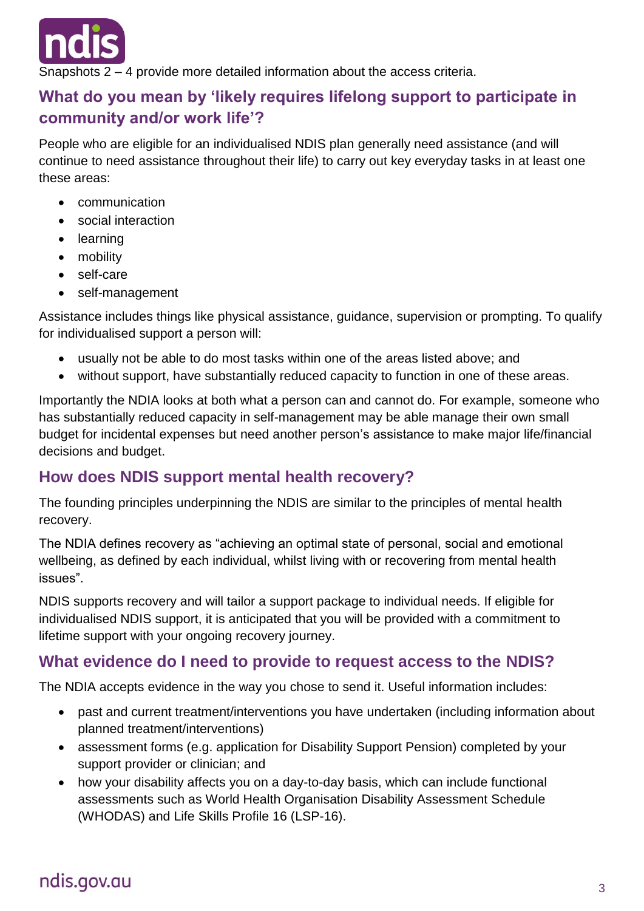Snapshots 2 – 4 provide more detailed information about the access criteria.

## What do you mean by 'likely requires lifelong support to participate in community and/or work life'?

People who are eligible for an individualised NDIS plan generally need assistance (and will continue to need assistance throughout their life) to carry out key everyday tasks in at least one these areas:

- communication
- social interaction
- learning
- mobility
- self-care
- self-management

Assistance includes things like physical assistance, guidance, supervision or prompting. To qualify for individualised support a person will:

- usually not be able to do most tasks within one of the areas listed above; and
- without support, have substantially reduced capacity to function in one of these areas.

Importantly the NDIA looks at both what a person can and cannot do. For example, someone who has substantially reduced capacity in self-management may be able manage their own small budget for incidental expenses but need another person's assistance to make major life/financial decisions and budget.

## How does NDIS support mental health recovery?

The founding principles underpinning the NDIS are similar to the principles of mental health recovery.

The NDIA defines recovery as "achieving an optimal state of personal, social and emotional wellbeing, as defined by each individual, whilst living with or recovering from mental health issues".

NDIS supports recovery and will tailor a support package to individual needs. If eligible for individualised NDIS support, it is anticipated that you will be provided with a commitment to lifetime support with your ongoing recovery journey.

## What evidence do I need to provide to request access to the NDIS?

The NDIA accepts evidence in the way you chose to send it. Useful information includes:

- past and current treatment/interventions you have undertaken (including information about planned treatment/interventions)
- assessment forms (e.g. application for Disability Support Pension) completed by your support provider or clinician; and
- how your disability affects you on a day-to-day basis, which can include functional assessments such as World Health Organisation Disability Assessment Schedule (WHODAS) and Life Skills Profile 16 (LSP-16).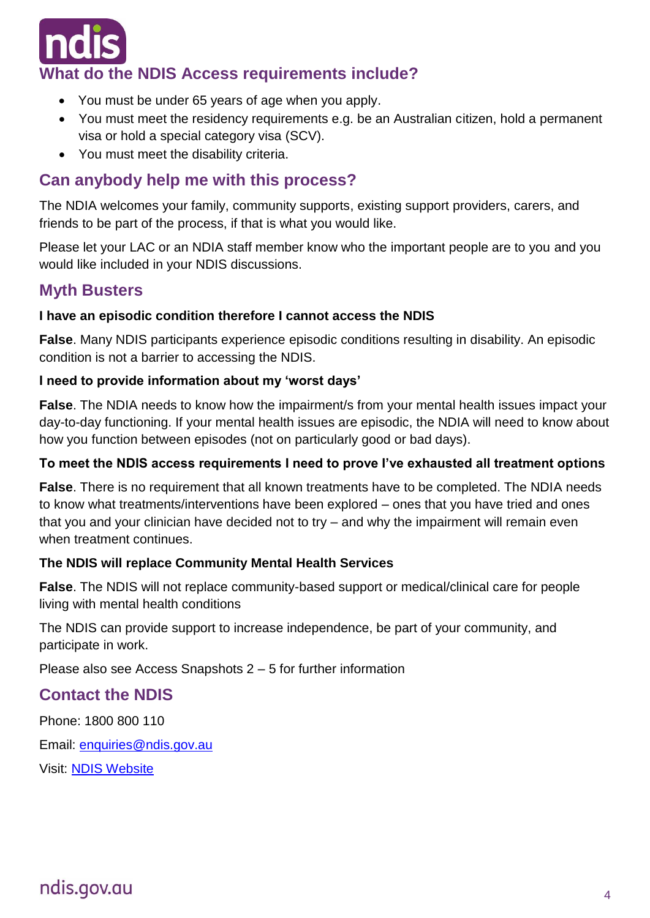## What do the NDIS Access requirements include?

- You must be under 65 years of age when you apply.
- You must meet the residency requirements e.g. be an Australian citizen, hold a permanent visa or hold a special category visa (SCV).
- You must meet the disability criteria.

## Can anybody help me with this process?

The NDIA welcomes your family, community supports, existing support providers, carers, and friends to be part of the process, if that is what you would like.

Please let your LAC or an NDIA staff member know who the important people are to you and you would like included in your NDIS discussions.

## Myth Busters

**I have an episodic condition therefore I cannot access the NDIS**

**False**. Many NDIS participants experience episodic conditions resulting in disability. An episodic condition is not a barrier to accessing the NDIS.

**I need to provide information about my 'worst days'**

**False**. The NDIA needs to know how the impairment/s from your mental health issues impact your day-to-day functioning. If your mental health issues are episodic, the NDIA will need to know about how you function between episodes (not on particularly good or bad days).

**To meet the NDIS access requirements I need to prove I've exhausted all treatment options**

**False**. There is no requirement that all known treatments have to be completed. The NDIA needs to know what treatments/interventions have been explored – ones that you have tried and ones that you and your clinician have decided not to try – and why the impairment will remain even when treatment continues.

**The NDIS will replace Community Mental Health Services**

**False**. The NDIS will not replace community-based support or medical/clinical care for people living with mental health conditions

The NDIS can provide support to increase independence, be part of your community, and participate in work.

Please also see Access Snapshots 2 – 5 for further information

## Contact the NDIS

Phone: 1800 800 110

Email: [enquiries@ndis.gov.au](mailto:enquiries@ndis.gov.au)

Visit: NDIS Website